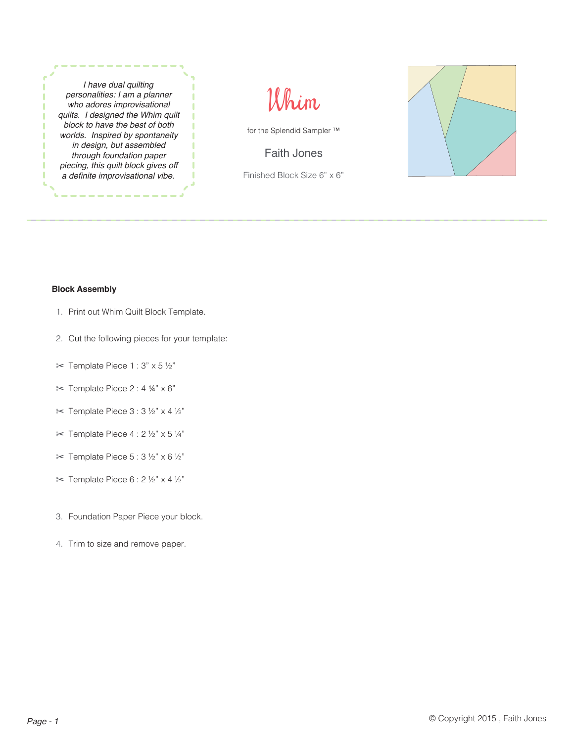*I have dual quilting personalities: I am a planner who adores improvisational quilts. I designed the Whim quilt block to have the best of both worlds. Inspired by spontaneity in design, but assembled through foundation paper piecing, this quilt block gives off a definite improvisational vibe.*

# Whim

for the Splendid Sampler ™

Faith Jones

Finished Block Size 6" x 6"

---

**Block Assembly**

1. Print out Whim Quilt Block Template.
2. Cut the following pieces for your template:

✂ Template Piece 1 : 3" x 5 ½"

✂ Template Piece 2 : 4 ¼" x 6"

✂ Template Piece 3 : 3 ½" x 4 ½"

✂ Template Piece 4 : 2 ½" x 5 ¼"

✂ Template Piece 5 : 3 ½" x 6 ½"

✂ Template Piece 6 : 2 ½" x 4 ½"

3. Foundation Paper Piece your block.
4. Trim to size and remove paper.

© Copyright 2015 , Faith Jones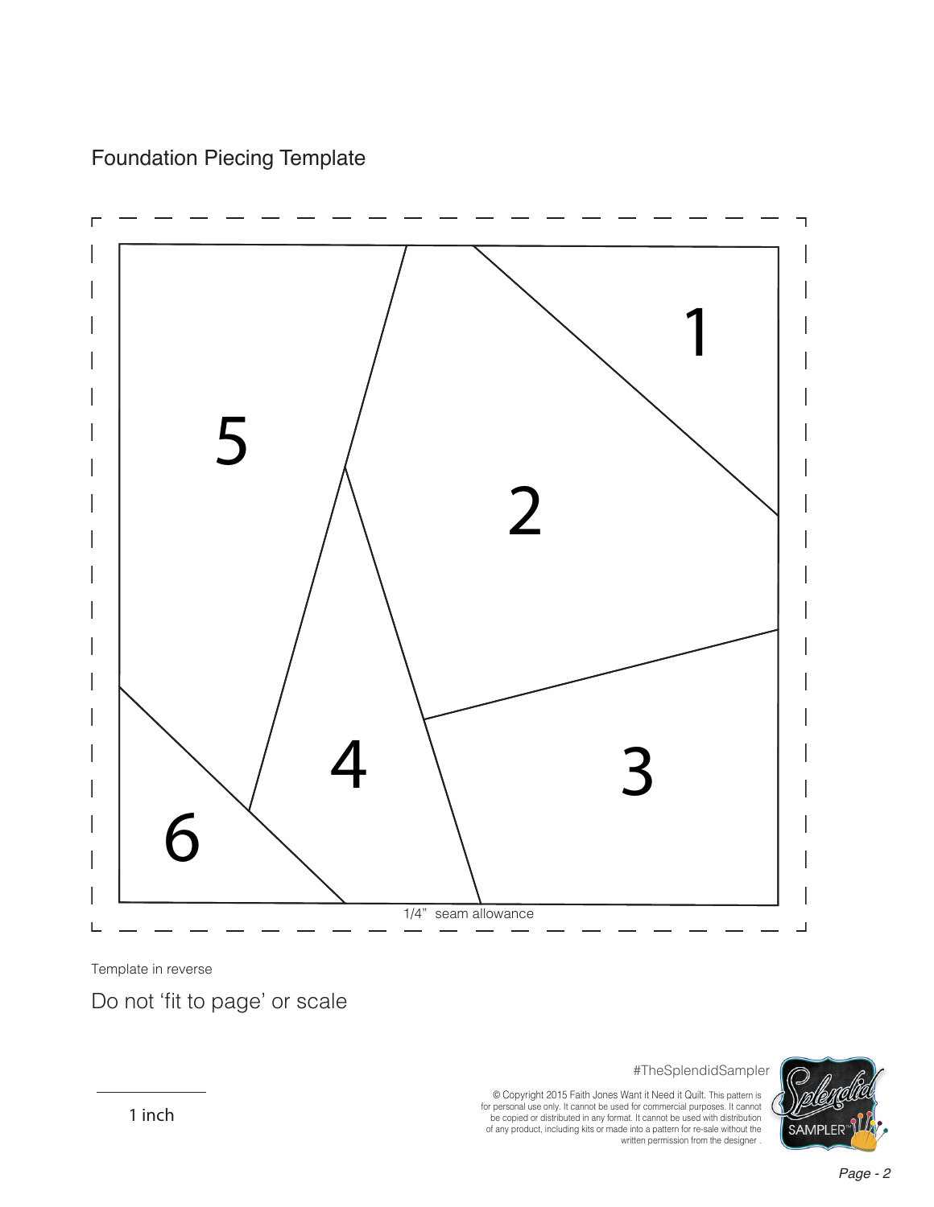## Foundation Piecing Template

1

5

2

4

3

6

1/4" seam allowance

Template in reverse

Do not 'fit to page' or scale

1 inch

#TheSplendidSampler

© Copyright 2015 Faith Jones Want it Need it Quilt. This pattern is for personal use only. It cannot be used for commercial purposes. It cannot be copied or distributed in any format. It cannot be used with distribution of any product, including kits or made into a pattern for re-sale without the written permission from the designer .